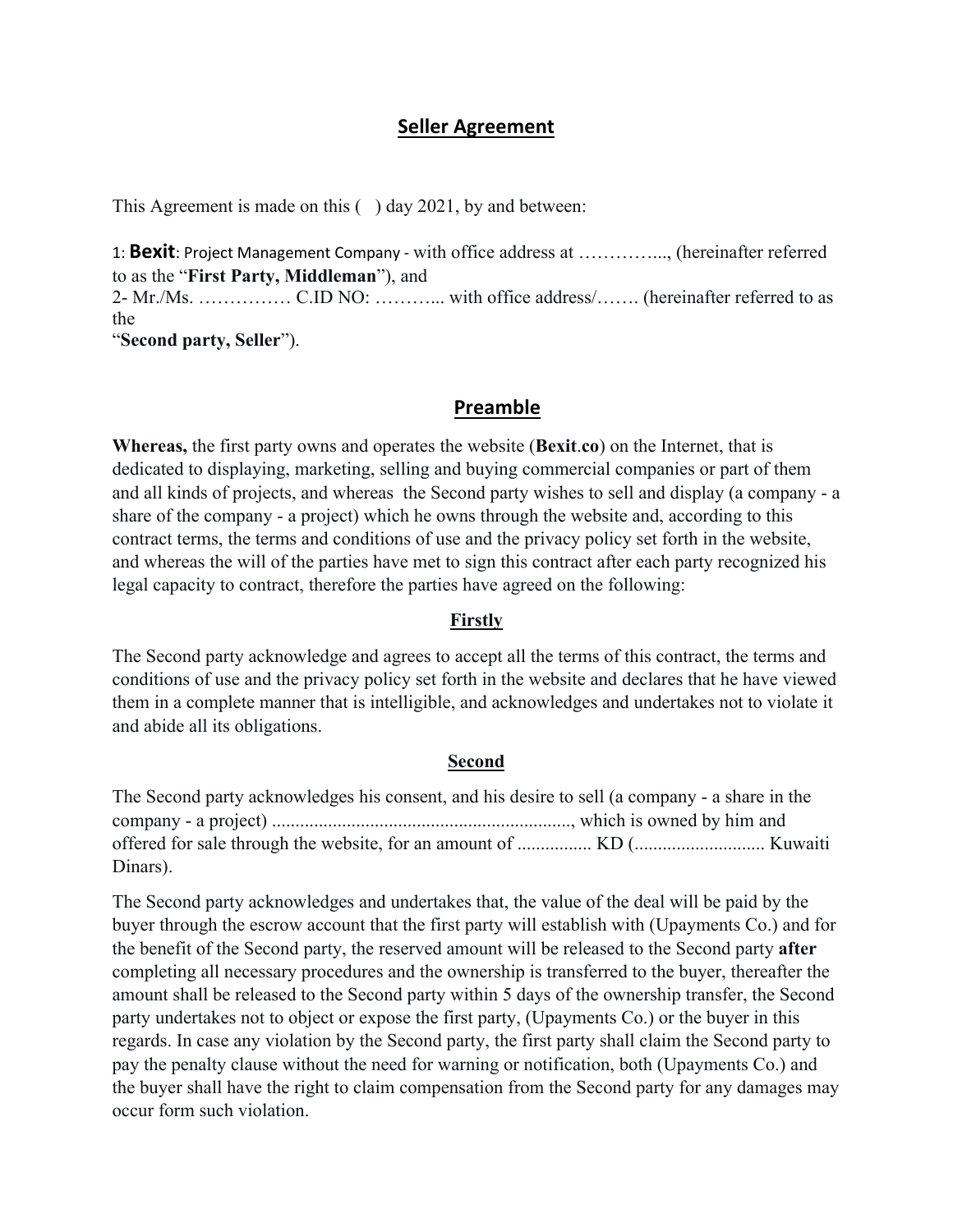# Seller Agreement

This Agreement is made on this (   ) day 2021, by and between:

1: **Bexit**: Project Management Company - with office address at …………..., (hereinafter referred to as the "**First Party, Middleman**"), and
2- Mr./Ms. …………… C.ID NO: ………... with office address/……. (hereinafter referred to as the
"**Second party, Seller**").

## Preamble

**Whereas,** the first party owns and operates the website (**Bexit**.**co**) on the Internet, that is dedicated to displaying, marketing, selling and buying commercial companies or part of them and all kinds of projects, and whereas the Second party wishes to sell and display (a company - a share of the company - a project) which he owns through the website and, according to this contract terms, the terms and conditions of use and the privacy policy set forth in the website, and whereas the will of the parties have met to sign this contract after each party recognized his legal capacity to contract, therefore the parties have agreed on the following:

### Firstly

The Second party acknowledge and agrees to accept all the terms of this contract, the terms and conditions of use and the privacy policy set forth in the website and declares that he have viewed them in a complete manner that is intelligible, and acknowledges and undertakes not to violate it and abide all its obligations.

### Second

The Second party acknowledges his consent, and his desire to sell (a company - a share in the company - a project) ..............................................................., which is owned by him and offered for sale through the website, for an amount of ................ KD (............................ Kuwaiti Dinars).

The Second party acknowledges and undertakes that, the value of the deal will be paid by the buyer through the escrow account that the first party will establish with (Upayments Co.) and for the benefit of the Second party, the reserved amount will be released to the Second party **after** completing all necessary procedures and the ownership is transferred to the buyer, thereafter the amount shall be released to the Second party within 5 days of the ownership transfer, the Second party undertakes not to object or expose the first party, (Upayments Co.) or the buyer in this regards. In case any violation by the Second party, the first party shall claim the Second party to pay the penalty clause without the need for warning or notification, both (Upayments Co.) and the buyer shall have the right to claim compensation from the Second party for any damages may occur form such violation.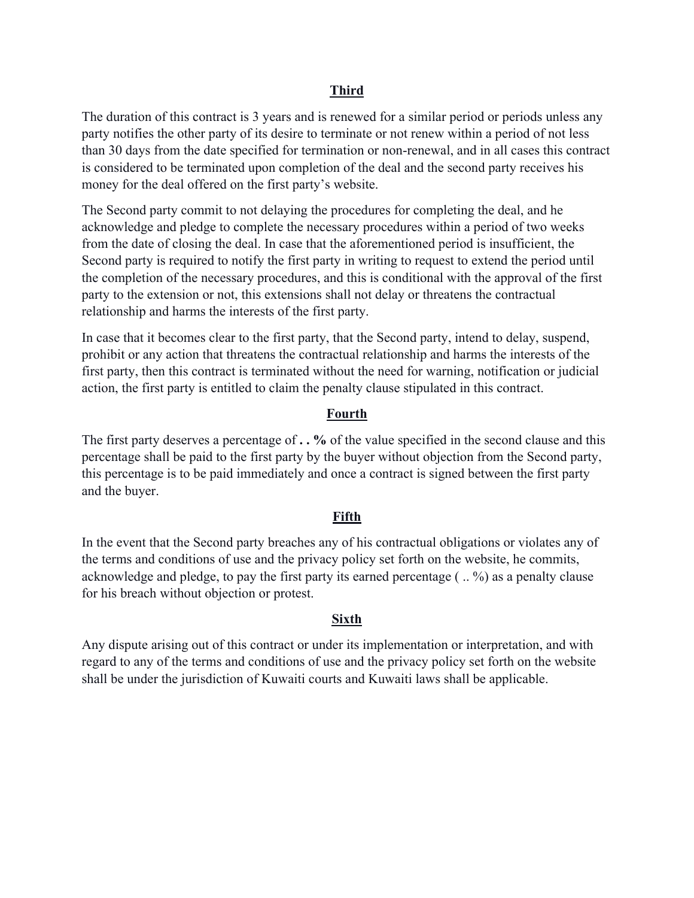## Third

The duration of this contract is 3 years and is renewed for a similar period or periods unless any party notifies the other party of its desire to terminate or not renew within a period of not less than 30 days from the date specified for termination or non-renewal, and in all cases this contract is considered to be terminated upon completion of the deal and the second party receives his money for the deal offered on the first party's website.

The Second party commit to not delaying the procedures for completing the deal, and he acknowledge and pledge to complete the necessary procedures within a period of two weeks from the date of closing the deal. In case that the aforementioned period is insufficient, the Second party is required to notify the first party in writing to request to extend the period until the completion of the necessary procedures, and this is conditional with the approval of the first party to the extension or not, this extensions shall not delay or threatens the contractual relationship and harms the interests of the first party.

In case that it becomes clear to the first party, that the Second party, intend to delay, suspend, prohibit or any action that threatens the contractual relationship and harms the interests of the first party, then this contract is terminated without the need for warning, notification or judicial action, the first party is entitled to claim the penalty clause stipulated in this contract.

## Fourth

The first party deserves a percentage of **. . %** of the value specified in the second clause and this percentage shall be paid to the first party by the buyer without objection from the Second party, this percentage is to be paid immediately and once a contract is signed between the first party and the buyer.

## Fifth

In the event that the Second party breaches any of his contractual obligations or violates any of the terms and conditions of use and the privacy policy set forth on the website, he commits, acknowledge and pledge, to pay the first party its earned percentage ( .. %) as a penalty clause for his breach without objection or protest.

## Sixth

Any dispute arising out of this contract or under its implementation or interpretation, and with regard to any of the terms and conditions of use and the privacy policy set forth on the website shall be under the jurisdiction of Kuwaiti courts and Kuwaiti laws shall be applicable.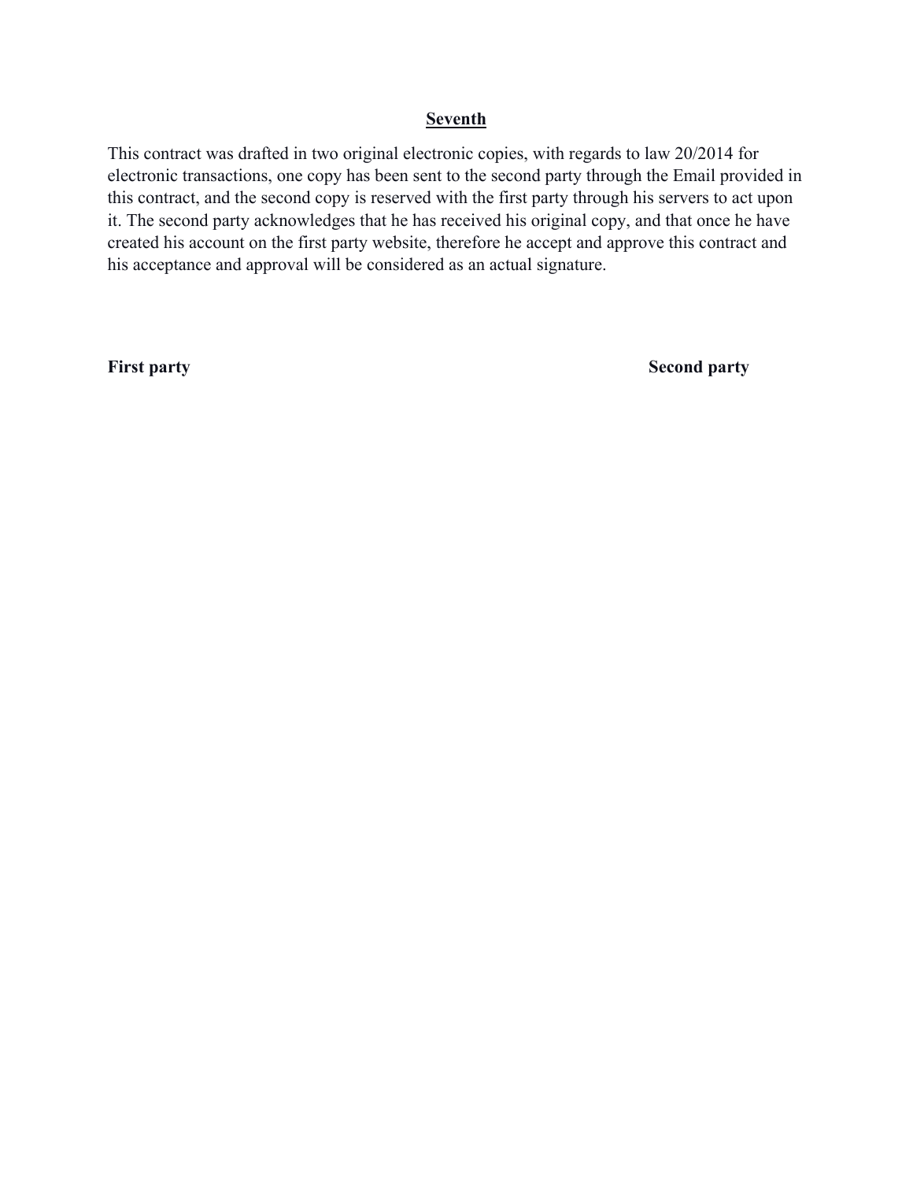## Seventh

This contract was drafted in two original electronic copies, with regards to law 20/2014 for electronic transactions, one copy has been sent to the second party through the Email provided in this contract, and the second copy is reserved with the first party through his servers to act upon it. The second party acknowledges that he has received his original copy, and that once he have created his account on the first party website, therefore he accept and approve this contract and his acceptance and approval will be considered as an actual signature.

**First party** **Second party**